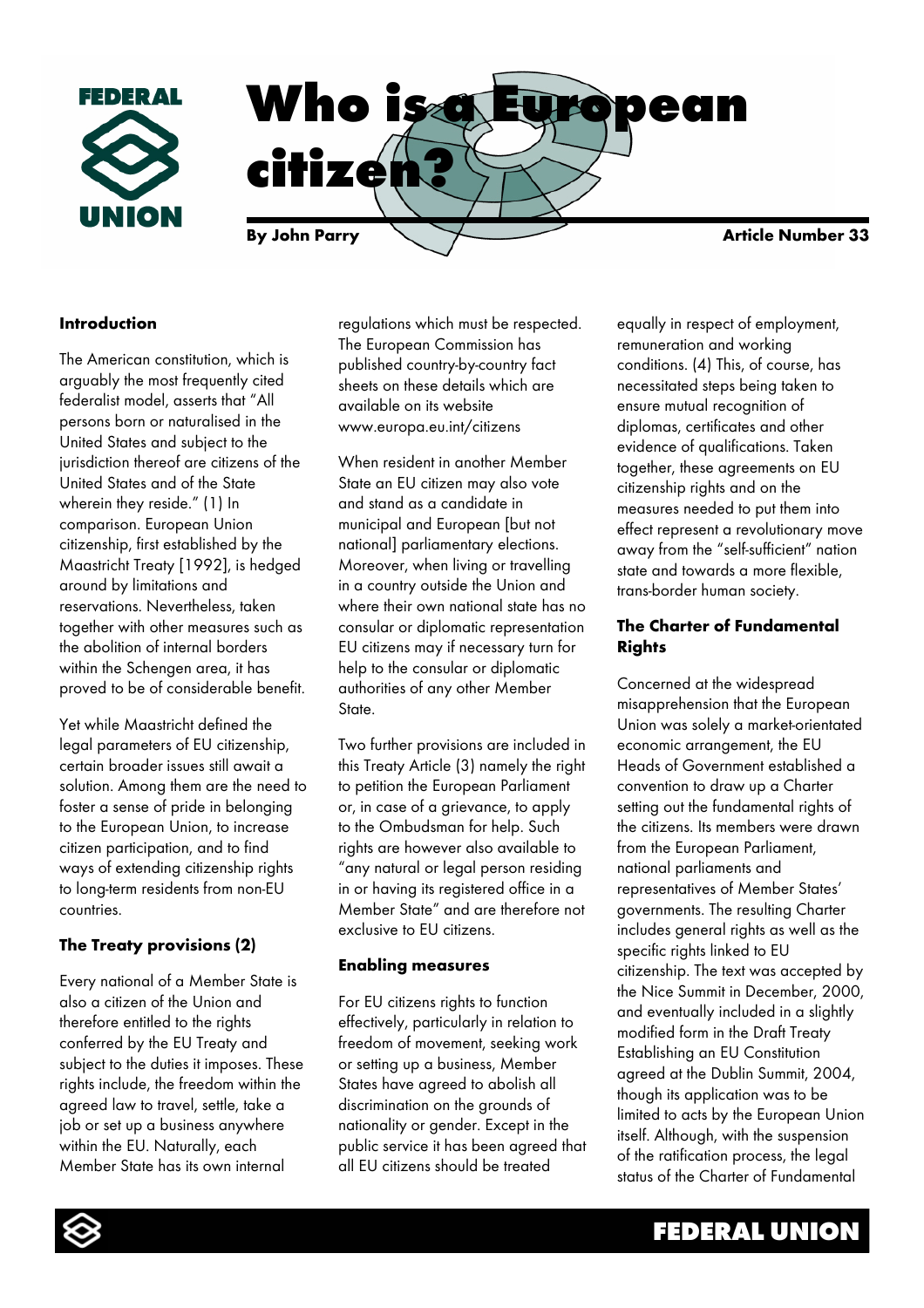# Who is a European citizen?

**By John Parry**

**Article Number 33**

## Introduction

The American constitution, which is arguably the most frequently cited federalist model, asserts that "All persons born or naturalised in the United States and subject to the jurisdiction thereof are citizens of the United States and of the State wherein they reside." (1) In comparison. European Union citizenship, first established by the Maastricht Treaty [1992], is hedged around by limitations and reservations. Nevertheless, taken together with other measures such as the abolition of internal borders within the Schengen area, it has proved to be of considerable benefit.

Yet while Maastricht defined the legal parameters of EU citizenship, certain broader issues still await a solution. Among them are the need to foster a sense of pride in belonging to the European Union, to increase citizen participation, and to find ways of extending citizenship rights to long-term residents from non-EU countries.

## The Treaty provisions (2)

Every national of a Member State is also a citizen of the Union and therefore entitled to the rights conferred by the EU Treaty and subject to the duties it imposes. These rights include, the freedom within the agreed law to travel, settle, take a job or set up a business anywhere within the EU. Naturally, each Member State has its own internal regulations which must be respected. The European Commission has published country-by-country fact sheets on these details which are available on its website www.europa.eu.int/citizens

When resident in another Member State an EU citizen may also vote and stand as a candidate in municipal and European [but not national] parliamentary elections. Moreover, when living or travelling in a country outside the Union and where their own national state has no consular or diplomatic representation EU citizens may if necessary turn for help to the consular or diplomatic authorities of any other Member State.

Two further provisions are included in this Treaty Article (3) namely the right to petition the European Parliament or, in case of a grievance, to apply to the Ombudsman for help. Such rights are however also available to "any natural or legal person residing in or having its registered office in a Member State" and are therefore not exclusive to EU citizens.

## Enabling measures

For EU citizens rights to function effectively, particularly in relation to freedom of movement, seeking work or setting up a business, Member States have agreed to abolish all discrimination on the grounds of nationality or gender. Except in the public service it has been agreed that all EU citizens should be treated equally in respect of employment, remuneration and working conditions. (4) This, of course, has necessitated steps being taken to ensure mutual recognition of diplomas, certificates and other evidence of qualifications. Taken together, these agreements on EU citizenship rights and on the measures needed to put them into effect represent a revolutionary move away from the "self-sufficient" nation state and towards a more flexible, trans-border human society.

## The Charter of Fundamental Rights

Concerned at the widespread misapprehension that the European Union was solely a market-orientated economic arrangement, the EU Heads of Government established a convention to draw up a Charter setting out the fundamental rights of the citizens. Its members were drawn from the European Parliament, national parliaments and representatives of Member States' governments. The resulting Charter includes general rights as well as the specific rights linked to EU citizenship. The text was accepted by the Nice Summit in December, 2000, and eventually included in a slightly modified form in the Draft Treaty Establishing an EU Constitution agreed at the Dublin Summit, 2004, though its application was to be limited to acts by the European Union itself. Although, with the suspension of the ratification process, the legal status of the Charter of Fundamental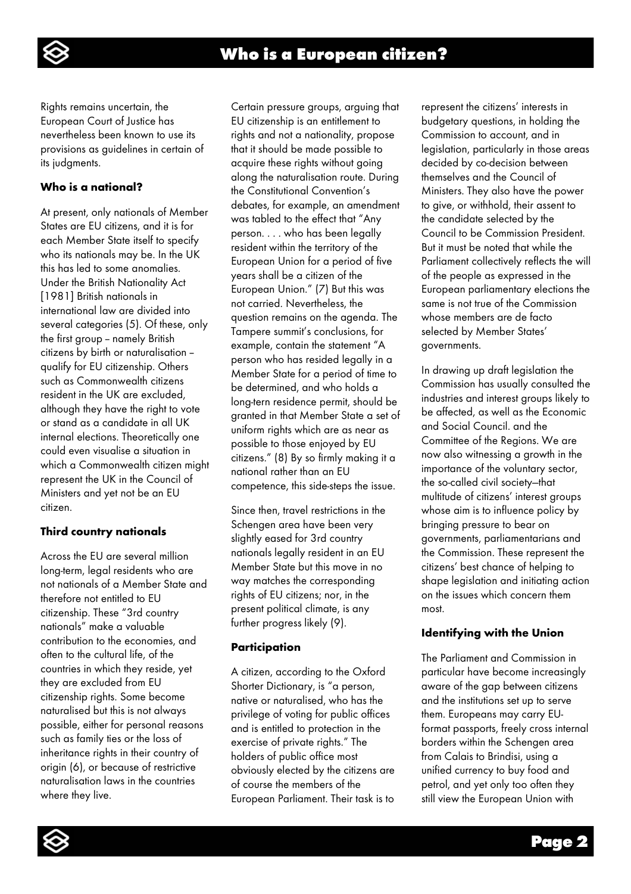Rights remains uncertain, the European Court of Justice has nevertheless been known to use its provisions as guidelines in certain of its judgments.

### Who is a national?

At present, only nationals of Member States are EU citizens, and it is for each Member State itself to specify who its nationals may be. In the UK this has led to some anomalies. Under the British Nationality Act [1981] British nationals in international law are divided into several categories (5). Of these, only the first group – namely British citizens by birth or naturalisation – qualify for EU citizenship. Others such as Commonwealth citizens resident in the UK are excluded, although they have the right to vote or stand as a candidate in all UK internal elections. Theoretically one could even visualise a situation in which a Commonwealth citizen might represent the UK in the Council of Ministers and yet not be an EU citizen.

### Third country nationals

Across the EU are several million long-term, legal residents who are not nationals of a Member State and therefore not entitled to EU citizenship. These "3rd country nationals" make a valuable contribution to the economies, and often to the cultural life, of the countries in which they reside, yet they are excluded from EU citizenship rights. Some become naturalised but this is not always possible, either for personal reasons such as family ties or the loss of inheritance rights in their country of origin (6), or because of restrictive naturalisation laws in the countries where they live.

Certain pressure groups, arguing that EU citizenship is an entitlement to rights and not a nationality, propose that it should be made possible to acquire these rights without going along the naturalisation route. During the Constitutional Convention's debates, for example, an amendment was tabled to the effect that "Any person. . . . who has been legally resident within the territory of the European Union for a period of five years shall be a citizen of the European Union." (7) But this was not carried. Nevertheless, the question remains on the agenda. The Tampere summit's conclusions, for example, contain the statement "A person who has resided legally in a Member State for a period of time to be determined, and who holds a long-tern residence permit, should be granted in that Member State a set of uniform rights which are as near as possible to those enjoyed by EU citizens." (8) By so firmly making it a national rather than an EU competence, this side-steps the issue.

Since then, travel restrictions in the Schengen area have been very slightly eased for 3rd country nationals legally resident in an EU Member State but this move in no way matches the corresponding rights of EU citizens; nor, in the present political climate, is any further progress likely (9).

### Participation

A citizen, according to the Oxford Shorter Dictionary, is "a person, native or naturalised, who has the privilege of voting for public offices and is entitled to protection in the exercise of private rights." The holders of public office most obviously elected by the citizens are of course the members of the European Parliament. Their task is to represent the citizens' interests in budgetary questions, in holding the Commission to account, and in legislation, particularly in those areas decided by co-decision between themselves and the Council of Ministers. They also have the power to give, or withhold, their assent to the candidate selected by the Council to be Commission President. But it must be noted that while the Parliament collectively reflects the will of the people as expressed in the European parliamentary elections the same is not true of the Commission whose members are de facto selected by Member States' governments.

In drawing up draft legislation the Commission has usually consulted the industries and interest groups likely to be affected, as well as the Economic and Social Council. and the Committee of the Regions. We are now also witnessing a growth in the importance of the voluntary sector, the so-called civil society—that multitude of citizens' interest groups whose aim is to influence policy by bringing pressure to bear on governments, parliamentarians and the Commission. These represent the citizens' best chance of helping to shape legislation and initiating action on the issues which concern them most.

### Identifying with the Union

The Parliament and Commission in particular have become increasingly aware of the gap between citizens and the institutions set up to serve them. Europeans may carry EU-format passports, freely cross internal borders within the Schengen area from Calais to Brindisi, using a unified currency to buy food and petrol, and yet only too often they still view the European Union with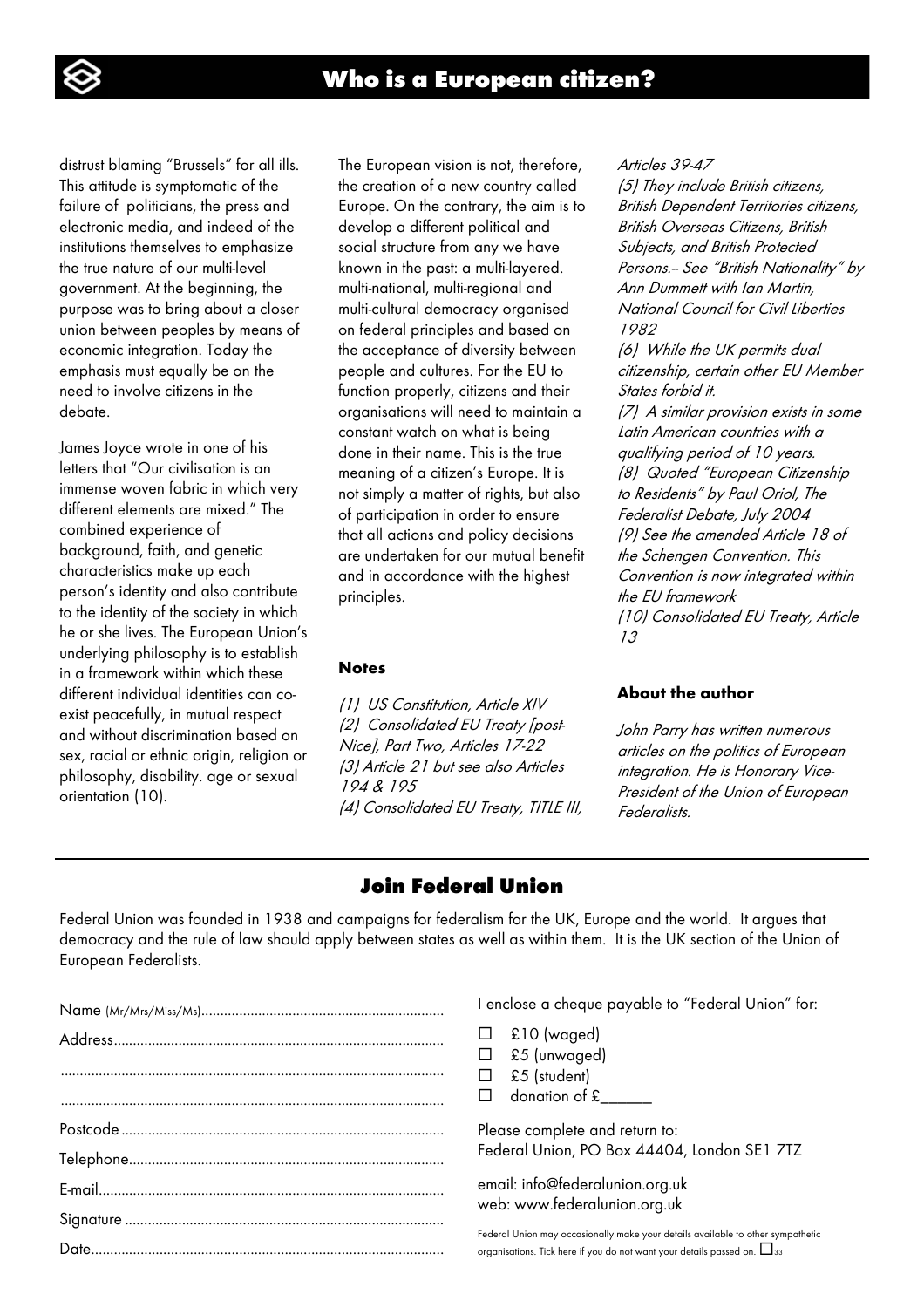distrust blaming "Brussels" for all ills. This attitude is symptomatic of the failure of politicians, the press and electronic media, and indeed of the institutions themselves to emphasize the true nature of our multi-level government. At the beginning, the purpose was to bring about a closer union between peoples by means of economic integration. Today the emphasis must equally be on the need to involve citizens in the debate.

James Joyce wrote in one of his letters that "Our civilisation is an immense woven fabric in which very different elements are mixed." The combined experience of background, faith, and genetic characteristics make up each person's identity and also contribute to the identity of the society in which he or she lives. The European Union's underlying philosophy is to establish in a framework within which these different individual identities can co-exist peacefully, in mutual respect and without discrimination based on sex, racial or ethnic origin, religion or philosophy, disability. age or sexual orientation (10).

The European vision is not, therefore, the creation of a new country called Europe. On the contrary, the aim is to develop a different political and social structure from any we have known in the past: a multi-layered. multi-national, multi-regional and multi-cultural democracy organised on federal principles and based on the acceptance of diversity between people and cultures. For the EU to function properly, citizens and their organisations will need to maintain a constant watch on what is being done in their name. This is the true meaning of a citizen's Europe. It is not simply a matter of rights, but also of participation in order to ensure that all actions and policy decisions are undertaken for our mutual benefit and in accordance with the highest principles.

### Notes

*(1) US Constitution, Article XIV*
*(2) Consolidated EU Treaty [post-Nice], Part Two, Articles 17-22*
*(3) Article 21 but see also Articles 194 & 195*
*(4) Consolidated EU Treaty, TITLE III, Articles 39-47*
*(5) They include British citizens, British Dependent Territories citizens, British Overseas Citizens, British Subjects, and British Protected Persons.– See "British Nationality" by Ann Dummett with Ian Martin, National Council for Civil Liberties 1982*
*(6) While the UK permits dual citizenship, certain other EU Member States forbid it.*
*(7) A similar provision exists in some Latin American countries with a qualifying period of 10 years.*
*(8) Quoted "European Citizenship to Residents" by Paul Oriol, The Federalist Debate, July 2004*
*(9) See the amended Article 18 of the Schengen Convention. This Convention is now integrated within the EU framework*
*(10) Consolidated EU Treaty, Article 13*

### About the author

*John Parry has written numerous articles on the politics of European integration. He is Honorary Vice-President of the Union of European Federalists.*

## Join Federal Union

Federal Union was founded in 1938 and campaigns for federalism for the UK, Europe and the world. It argues that democracy and the rule of law should apply between states as well as within them. It is the UK section of the Union of European Federalists.

Name (Mr/Mrs/Miss/Ms)..............................................................

Address......................................................................................

...................................................................................................

...................................................................................................

Postcode ....................................................................................

Telephone...................................................................................

E-mail..........................................................................................

Signature ...................................................................................

Date............................................................................................

I enclose a cheque payable to "Federal Union" for:

- ☐ £10 (waged)
- ☐ £5 (unwaged)
- ☐ £5 (student)
- ☐ donation of £______

Please complete and return to:
Federal Union, PO Box 44404, London SE1 7TZ

email: info@federalunion.org.uk
web: www.federalunion.org.uk

Federal Union may occasionally make your details available to other sympathetic organisations. Tick here if you do not want your details passed on. ☐